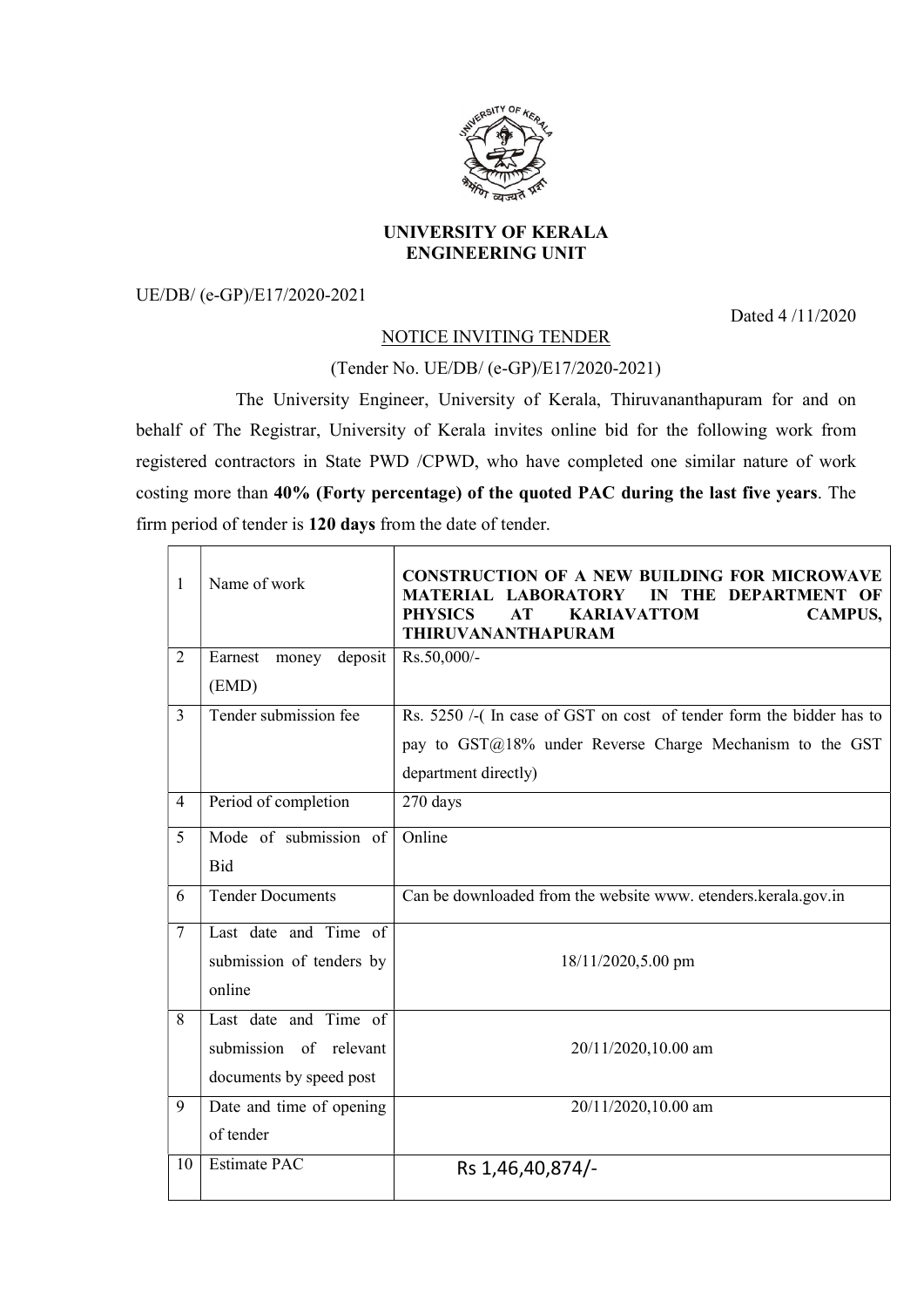# UNIVERSITY OF KERALA
## ENGINEERING UNIT

UE/DB/ (e-GP)/E17/2020-2021

Dated 4 /11/2020

NOTICE INVITING TENDER

(Tender No. UE/DB/ (e-GP)/E17/2020-2021)

The University Engineer, University of Kerala, Thiruvananthapuram for and on behalf of The Registrar, University of Kerala invites online bid for the following work from registered contractors in State PWD /CPWD, who have completed one similar nature of work costing more than **40% (Forty percentage) of the quoted PAC during the last five years**. The firm period of tender is **120 days** from the date of tender.

| | | |
|---|---|---|
| 1 | Name of work | **CONSTRUCTION OF A NEW BUILDING FOR MICROWAVE MATERIAL LABORATORY IN THE DEPARTMENT OF PHYSICS AT KARIAVATTOM CAMPUS, THIRUVANANTHAPURAM** |
| 2 | Earnest money deposit (EMD) | Rs.50,000/- |
| 3 | Tender submission fee | Rs. 5250 /-( In case of GST on cost of tender form the bidder has to pay to GST@18% under Reverse Charge Mechanism to the GST department directly) |
| 4 | Period of completion | 270 days |
| 5 | Mode of submission of Bid | Online |
| 6 | Tender Documents | Can be downloaded from the website www. etenders.kerala.gov.in |
| 7 | Last date and Time of submission of tenders by online | 18/11/2020,5.00 pm |
| 8 | Last date and Time of submission of relevant documents by speed post | 20/11/2020,10.00 am |
| 9 | Date and time of opening of tender | 20/11/2020,10.00 am |
| 10 | Estimate PAC | Rs 1,46,40,874/- |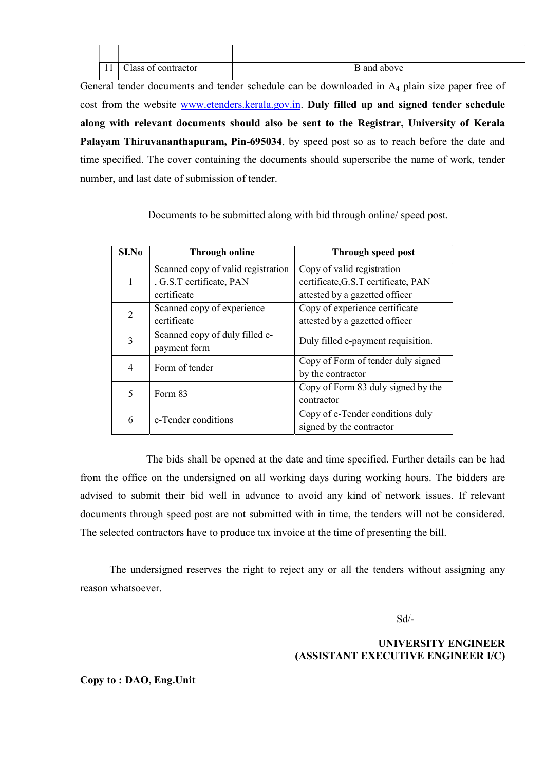| | | |
|---|---|---|
| | | |
| 11 | Class of contractor | B and above |

General tender documents and tender schedule can be downloaded in $A_4$ plain size paper free of cost from the website www.etenders.kerala.gov.in. **Duly filled up and signed tender schedule along with relevant documents should also be sent to the Registrar, University of Kerala Palayam Thiruvananthapuram, Pin-695034**, by speed post so as to reach before the date and time specified. The cover containing the documents should superscribe the name of work, tender number, and last date of submission of tender.

Documents to be submitted along with bid through online/ speed post.

| SI.No | Through online | Through speed post |
|---|---|---|
| 1 | Scanned copy of valid registration , G.S.T certificate, PAN certificate | Copy of valid registration certificate,G.S.T certificate, PAN attested by a gazetted officer |
| 2 | Scanned copy of experience certificate | Copy of experience certificate attested by a gazetted officer |
| 3 | Scanned copy of duly filled e-payment form | Duly filled e-payment requisition. |
| 4 | Form of tender | Copy of Form of tender duly signed by the contractor |
| 5 | Form 83 | Copy of Form 83 duly signed by the contractor |
| 6 | e-Tender conditions | Copy of e-Tender conditions duly signed by the contractor |

The bids shall be opened at the date and time specified. Further details can be had from the office on the undersigned on all working days during working hours. The bidders are advised to submit their bid well in advance to avoid any kind of network issues. If relevant documents through speed post are not submitted with in time, the tenders will not be considered. The selected contractors have to produce tax invoice at the time of presenting the bill.

The undersigned reserves the right to reject any or all the tenders without assigning any reason whatsoever.

Sd/-

**UNIVERSITY ENGINEER**
**(ASSISTANT EXECUTIVE ENGINEER I/C)**

**Copy to : DAO, Eng.Unit**